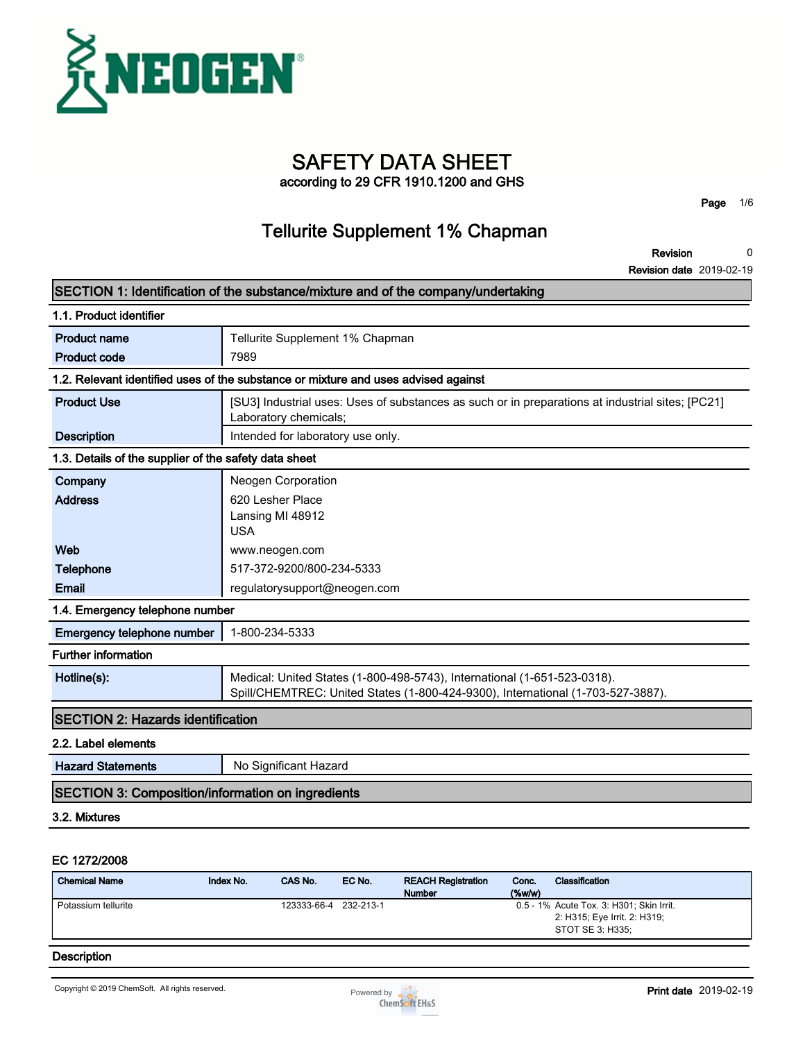# SAFETY DATA SHEET

according to 29 CFR 1910.1200 and GHS

## Tellurite Supplement 1% Chapman

**Revision** 0

**Revision date** 2019-02-19

## SECTION 1: Identification of the substance/mixture and of the company/undertaking

### 1.1. Product identifier

| | |
|---|---|
| **Product name** | Tellurite Supplement 1% Chapman |
| **Product code** | 7989 |

### 1.2. Relevant identified uses of the substance or mixture and uses advised against

| | |
|---|---|
| **Product Use** | [SU3] Industrial uses: Uses of substances as such or in preparations at industrial sites; [PC21] Laboratory chemicals; |
| **Description** | Intended for laboratory use only. |

### 1.3. Details of the supplier of the safety data sheet

| | |
|---|---|
| **Company** | Neogen Corporation |
| **Address** | 620 Lesher Place<br>Lansing MI 48912<br>USA |
| **Web** | www.neogen.com |
| **Telephone** | 517-372-9200/800-234-5333 |
| **Email** | regulatorysupport@neogen.com |

### 1.4. Emergency telephone number

| | |
|---|---|
| **Emergency telephone number** | 1-800-234-5333 |

### Further information

| | |
|---|---|
| **Hotline(s):** | Medical: United States (1-800-498-5743), International (1-651-523-0318).<br>Spill/CHEMTREC: United States (1-800-424-9300), International (1-703-527-3887). |

## SECTION 2: Hazards identification

### 2.2. Label elements

| | |
|---|---|
| **Hazard Statements** | No Significant Hazard |

## SECTION 3: Composition/information on ingredients

### 3.2. Mixtures

**EC 1272/2008**

| Chemical Name | Index No. | CAS No. | EC No. | REACH Registration Number | Conc. (%w/w) | Classification |
|---|---|---|---|---|---|---|
| Potassium tellurite | | 123333-66-4 | 232-213-1 | | 0.5 - 1% | Acute Tox. 3: H301; Skin Irrit. 2: H315; Eye Irrit. 2: H319; STOT SE 3: H335; |

### Description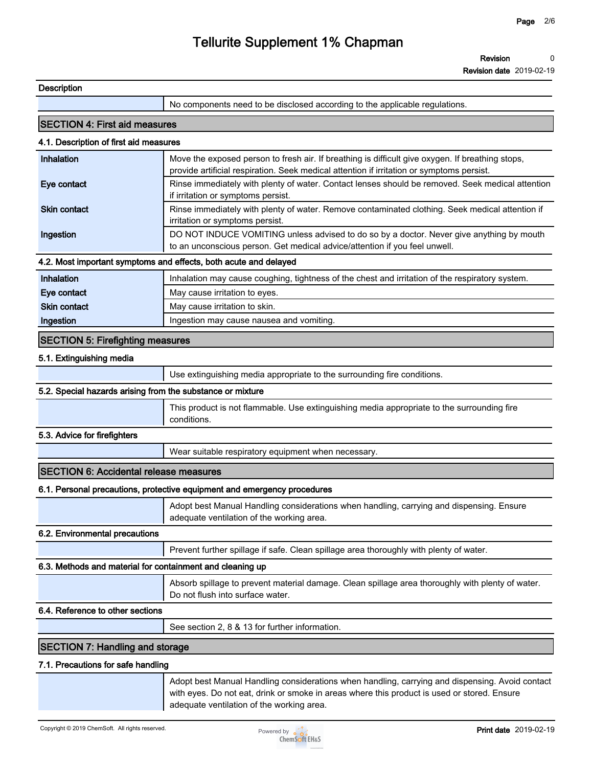**Description**

| | |
|---|---|
| | No components need to be disclosed according to the applicable regulations. |

## SECTION 4: First aid measures

### 4.1. Description of first aid measures

| | |
|---|---|
| **Inhalation** | Move the exposed person to fresh air. If breathing is difficult give oxygen. If breathing stops, provide artificial respiration. Seek medical attention if irritation or symptoms persist. |
| **Eye contact** | Rinse immediately with plenty of water. Contact lenses should be removed. Seek medical attention if irritation or symptoms persist. |
| **Skin contact** | Rinse immediately with plenty of water. Remove contaminated clothing. Seek medical attention if irritation or symptoms persist. |
| **Ingestion** | DO NOT INDUCE VOMITING unless advised to do so by a doctor. Never give anything by mouth to an unconscious person. Get medical advice/attention if you feel unwell. |

### 4.2. Most important symptoms and effects, both acute and delayed

| | |
|---|---|
| **Inhalation** | Inhalation may cause coughing, tightness of the chest and irritation of the respiratory system. |
| **Eye contact** | May cause irritation to eyes. |
| **Skin contact** | May cause irritation to skin. |
| **Ingestion** | Ingestion may cause nausea and vomiting. |

## SECTION 5: Firefighting measures

### 5.1. Extinguishing media

Use extinguishing media appropriate to the surrounding fire conditions.

### 5.2. Special hazards arising from the substance or mixture

This product is not flammable. Use extinguishing media appropriate to the surrounding fire conditions.

### 5.3. Advice for firefighters

Wear suitable respiratory equipment when necessary.

## SECTION 6: Accidental release measures

### 6.1. Personal precautions, protective equipment and emergency procedures

Adopt best Manual Handling considerations when handling, carrying and dispensing. Ensure adequate ventilation of the working area.

### 6.2. Environmental precautions

Prevent further spillage if safe. Clean spillage area thoroughly with plenty of water.

### 6.3. Methods and material for containment and cleaning up

Absorb spillage to prevent material damage. Clean spillage area thoroughly with plenty of water. Do not flush into surface water.

### 6.4. Reference to other sections

See section 2, 8 & 13 for further information.

## SECTION 7: Handling and storage

### 7.1. Precautions for safe handling

Adopt best Manual Handling considerations when handling, carrying and dispensing. Avoid contact with eyes. Do not eat, drink or smoke in areas where this product is used or stored. Ensure adequate ventilation of the working area.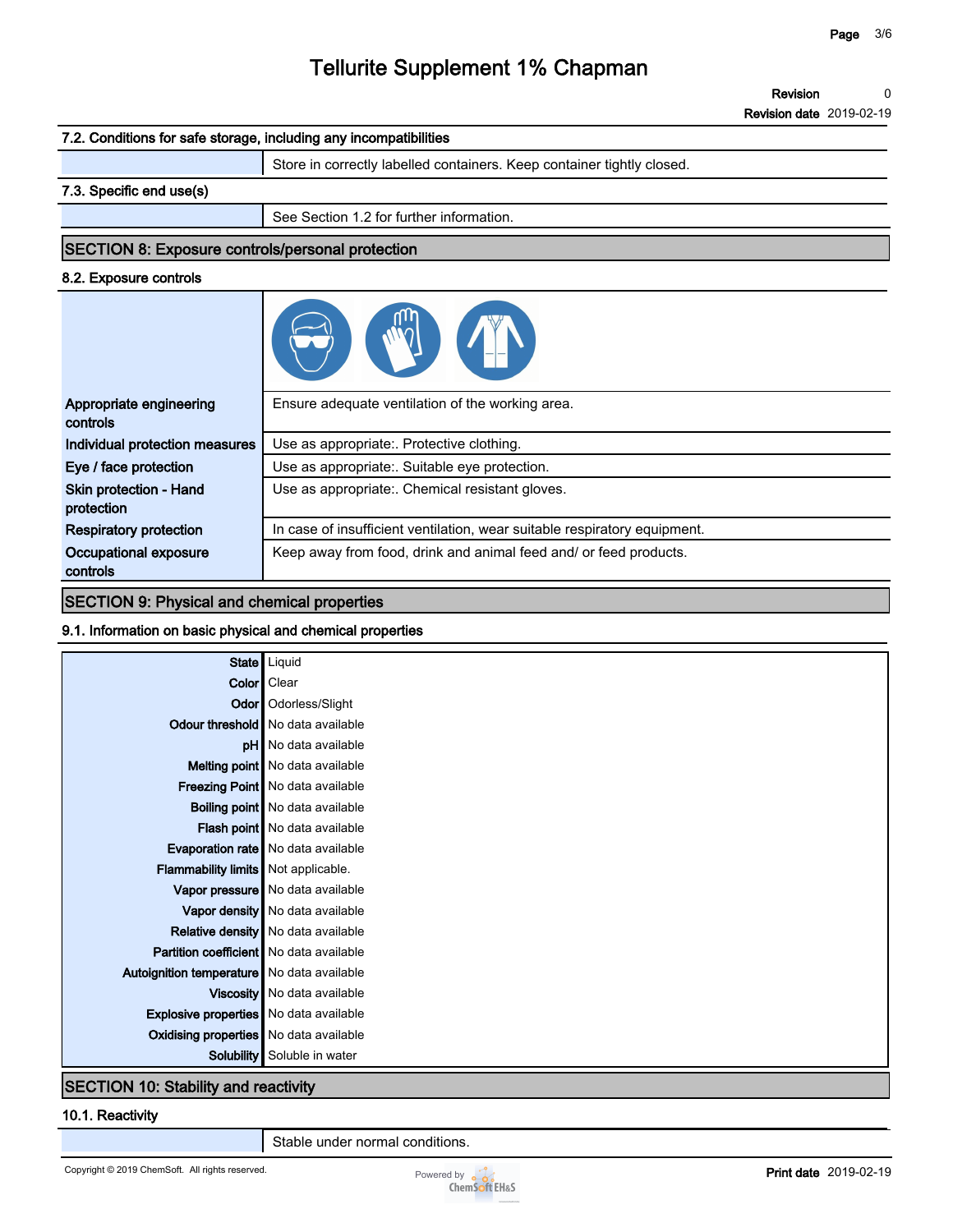### 7.2. Conditions for safe storage, including any incompatibilities

| | |
|---|---|
| | Store in correctly labelled containers. Keep container tightly closed. |

### 7.3. Specific end use(s)

| | |
|---|---|
| | See Section 1.2 for further information. |

## SECTION 8: Exposure controls/personal protection

### 8.2. Exposure controls

| | |
|---|---|
| **Appropriate engineering controls** | Ensure adequate ventilation of the working area. |
| **Individual protection measures** | Use as appropriate:. Protective clothing. |
| **Eye / face protection** | Use as appropriate:. Suitable eye protection. |
| **Skin protection - Hand protection** | Use as appropriate:. Chemical resistant gloves. |
| **Respiratory protection** | In case of insufficient ventilation, wear suitable respiratory equipment. |
| **Occupational exposure controls** | Keep away from food, drink and animal feed and/ or feed products. |

## SECTION 9: Physical and chemical properties

### 9.1. Information on basic physical and chemical properties

| | |
|---|---|
| **State** | Liquid |
| **Color** | Clear |
| **Odor** | Odorless/Slight |
| **Odour threshold** | No data available |
| **pH** | No data available |
| **Melting point** | No data available |
| **Freezing Point** | No data available |
| **Boiling point** | No data available |
| **Flash point** | No data available |
| **Evaporation rate** | No data available |
| **Flammability limits** | Not applicable. |
| **Vapor pressure** | No data available |
| **Vapor density** | No data available |
| **Relative density** | No data available |
| **Partition coefficient** | No data available |
| **Autoignition temperature** | No data available |
| **Viscosity** | No data available |
| **Explosive properties** | No data available |
| **Oxidising properties** | No data available |
| **Solubility** | Soluble in water |

## SECTION 10: Stability and reactivity

### 10.1. Reactivity

| | |
|---|---|
| | Stable under normal conditions. |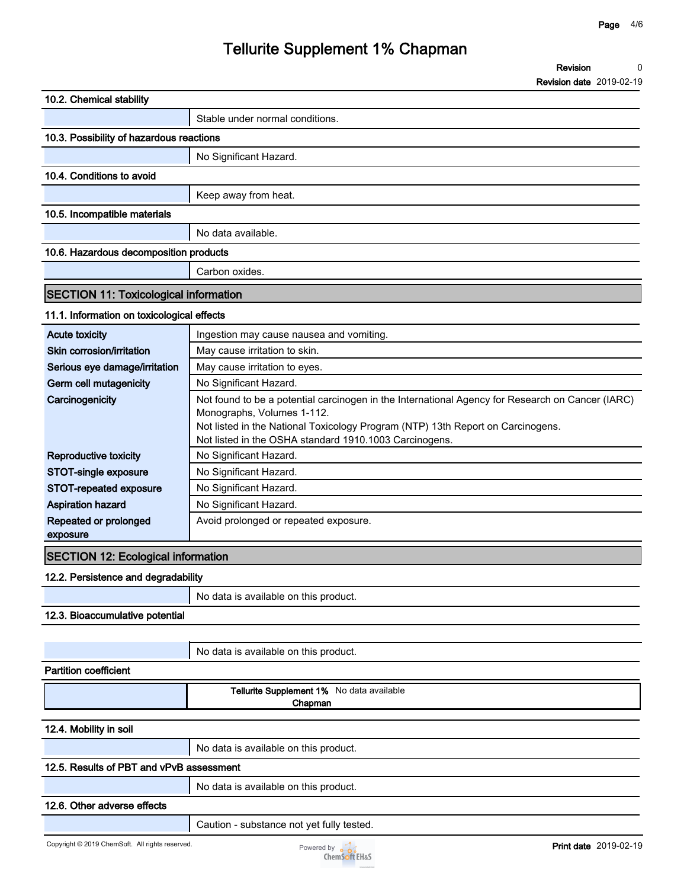# Tellurite Supplement 1% Chapman

**Revision** 0

**Revision date** 2019-02-19

### 10.2. Chemical stability

| | |
|---|---|
| | Stable under normal conditions. |

### 10.3. Possibility of hazardous reactions

| | |
|---|---|
| | No Significant Hazard. |

### 10.4. Conditions to avoid

| | |
|---|---|
| | Keep away from heat. |

### 10.5. Incompatible materials

| | |
|---|---|
| | No data available. |

### 10.6. Hazardous decomposition products

| | |
|---|---|
| | Carbon oxides. |

## SECTION 11: Toxicological information

### 11.1. Information on toxicological effects

| | |
|---|---|
| **Acute toxicity** | Ingestion may cause nausea and vomiting. |
| **Skin corrosion/irritation** | May cause irritation to skin. |
| **Serious eye damage/irritation** | May cause irritation to eyes. |
| **Germ cell mutagenicity** | No Significant Hazard. |
| **Carcinogenicity** | Not found to be a potential carcinogen in the International Agency for Research on Cancer (IARC) Monographs, Volumes 1-112.<br>Not listed in the National Toxicology Program (NTP) 13th Report on Carcinogens.<br>Not listed in the OSHA standard 1910.1003 Carcinogens. |
| **Reproductive toxicity** | No Significant Hazard. |
| **STOT-single exposure** | No Significant Hazard. |
| **STOT-repeated exposure** | No Significant Hazard. |
| **Aspiration hazard** | No Significant Hazard. |
| **Repeated or prolonged exposure** | Avoid prolonged or repeated exposure. |

## SECTION 12: Ecological information

### 12.2. Persistence and degradability

| | |
|---|---|
| | No data is available on this product. |

### 12.3. Bioaccumulative potential

| | |
|---|---|
| | No data is available on this product. |

**Partition coefficient**

| | | |
|---|---|---|
| | **Tellurite Supplement 1% Chapman** | No data available |

### 12.4. Mobility in soil

| | |
|---|---|
| | No data is available on this product. |

### 12.5. Results of PBT and vPvB assessment

| | |
|---|---|
| | No data is available on this product. |

### 12.6. Other adverse effects

| | |
|---|---|
| | Caution - substance not yet fully tested. |

Copyright © 2019 ChemSoft. All rights reserved.

**Print date** 2019-02-19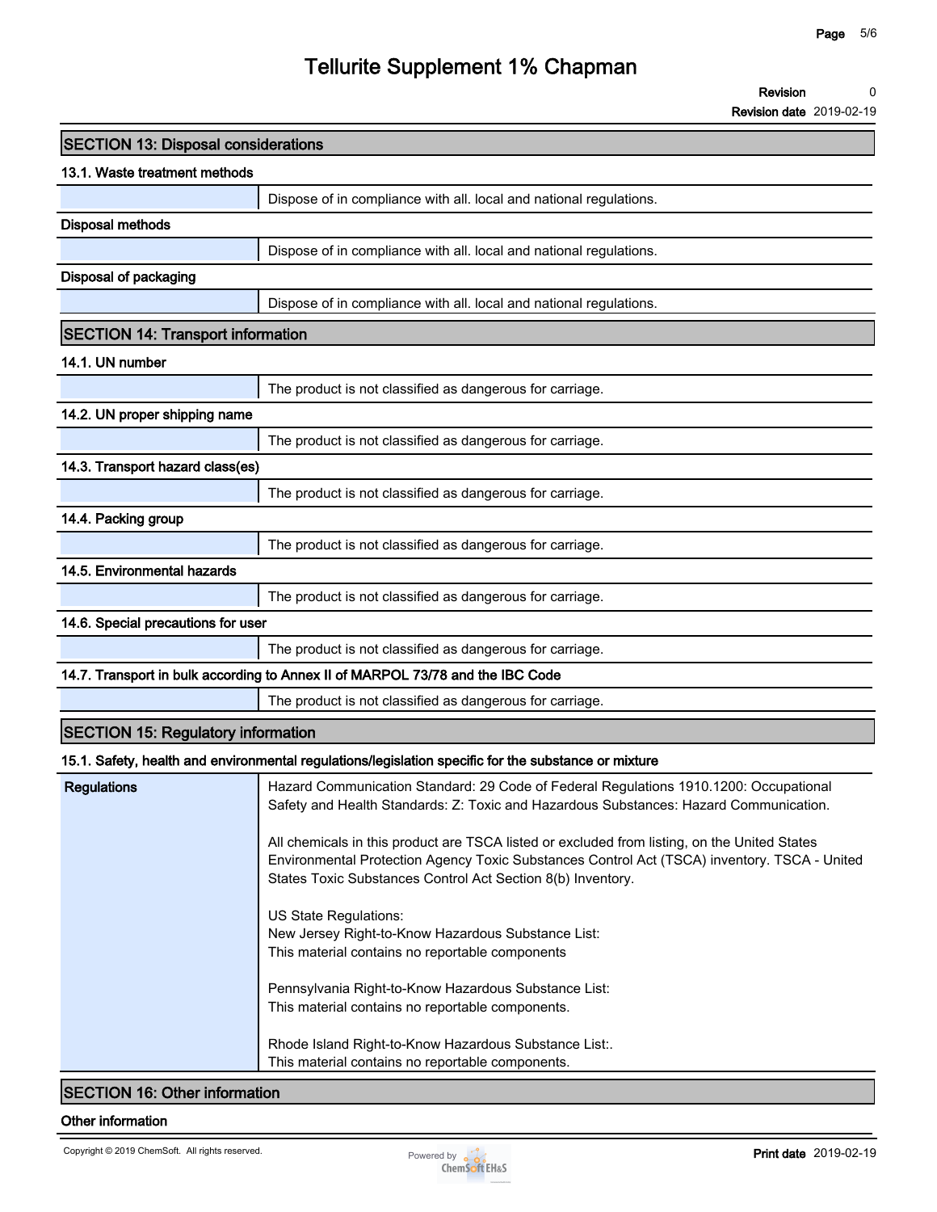## SECTION 13: Disposal considerations

### 13.1. Waste treatment methods

| | |
|---|---|
| | Dispose of in compliance with all. local and national regulations. |

**Disposal methods**

| | |
|---|---|
| | Dispose of in compliance with all. local and national regulations. |

**Disposal of packaging**

| | |
|---|---|
| | Dispose of in compliance with all. local and national regulations. |

## SECTION 14: Transport information

### 14.1. UN number

| | |
|---|---|
| | The product is not classified as dangerous for carriage. |

### 14.2. UN proper shipping name

| | |
|---|---|
| | The product is not classified as dangerous for carriage. |

### 14.3. Transport hazard class(es)

| | |
|---|---|
| | The product is not classified as dangerous for carriage. |

### 14.4. Packing group

| | |
|---|---|
| | The product is not classified as dangerous for carriage. |

### 14.5. Environmental hazards

| | |
|---|---|
| | The product is not classified as dangerous for carriage. |

### 14.6. Special precautions for user

| | |
|---|---|
| | The product is not classified as dangerous for carriage. |

### 14.7. Transport in bulk according to Annex II of MARPOL 73/78 and the IBC Code

| | |
|---|---|
| | The product is not classified as dangerous for carriage. |

## SECTION 15: Regulatory information

### 15.1. Safety, health and environmental regulations/legislation specific for the substance or mixture

**Regulations**

Hazard Communication Standard: 29 Code of Federal Regulations 1910.1200: Occupational Safety and Health Standards: Z: Toxic and Hazardous Substances: Hazard Communication.

All chemicals in this product are TSCA listed or excluded from listing, on the United States Environmental Protection Agency Toxic Substances Control Act (TSCA) inventory. TSCA - United States Toxic Substances Control Act Section 8(b) Inventory.

US State Regulations:
New Jersey Right-to-Know Hazardous Substance List:
This material contains no reportable components

Pennsylvania Right-to-Know Hazardous Substance List:
This material contains no reportable components.

Rhode Island Right-to-Know Hazardous Substance List:.
This material contains no reportable components.

## SECTION 16: Other information

**Other information**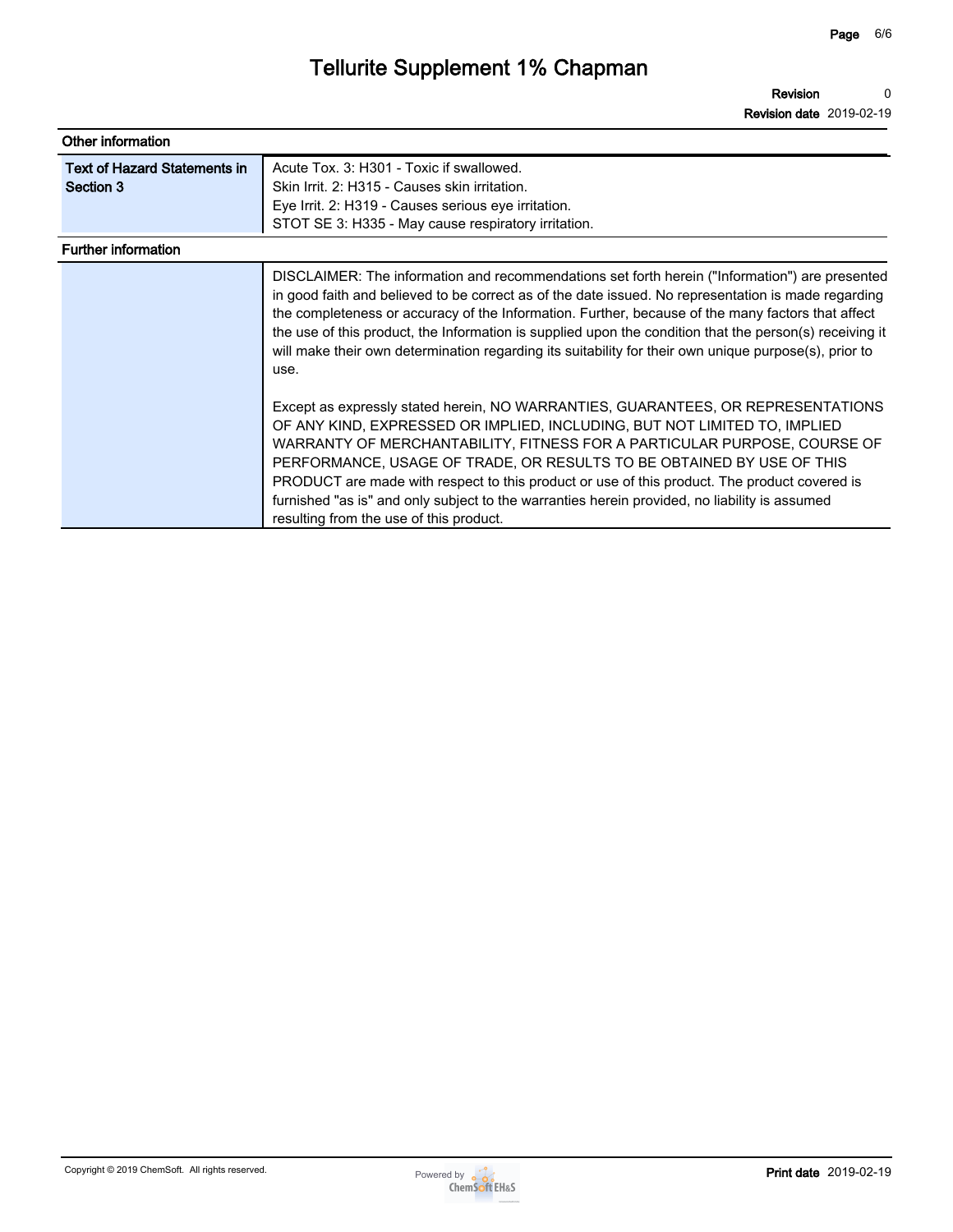## Other information

| | |
|---|---|
| **Text of Hazard Statements in Section 3** | Acute Tox. 3: H301 - Toxic if swallowed.<br>Skin Irrit. 2: H315 - Causes skin irritation.<br>Eye Irrit. 2: H319 - Causes serious eye irritation.<br>STOT SE 3: H335 - May cause respiratory irritation. |

## Further information

| | |
|---|---|
| | DISCLAIMER: The information and recommendations set forth herein ("Information") are presented in good faith and believed to be correct as of the date issued. No representation is made regarding the completeness or accuracy of the Information. Further, because of the many factors that affect the use of this product, the Information is supplied upon the condition that the person(s) receiving it will make their own determination regarding its suitability for their own unique purpose(s), prior to use.<br><br>Except as expressly stated herein, NO WARRANTIES, GUARANTEES, OR REPRESENTATIONS OF ANY KIND, EXPRESSED OR IMPLIED, INCLUDING, BUT NOT LIMITED TO, IMPLIED WARRANTY OF MERCHANTABILITY, FITNESS FOR A PARTICULAR PURPOSE, COURSE OF PERFORMANCE, USAGE OF TRADE, OR RESULTS TO BE OBTAINED BY USE OF THIS PRODUCT are made with respect to this product or use of this product. The product covered is furnished "as is" and only subject to the warranties herein provided, no liability is assumed resulting from the use of this product. |